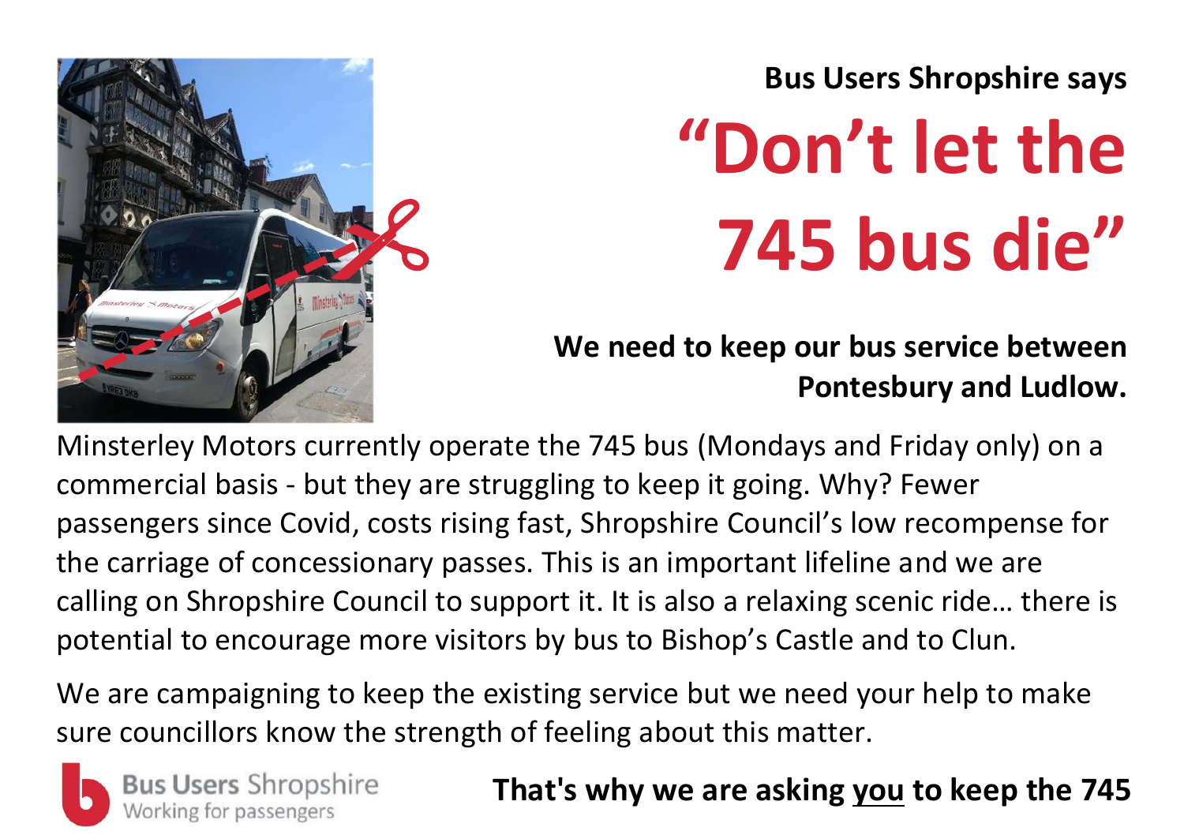Bus Users Shropshire says

# "Don't let the 745 bus die"

**We need to keep our bus service between Pontesbury and Ludlow.**

Minsterley Motors currently operate the 745 bus (Mondays and Friday only) on a commercial basis - but they are struggling to keep it going. Why? Fewer passengers since Covid, costs rising fast, Shropshire Council's low recompense for the carriage of concessionary passes. This is an important lifeline and we are calling on Shropshire Council to support it. It is also a relaxing scenic ride… there is potential to encourage more visitors by bus to Bishop's Castle and to Clun.

We are campaigning to keep the existing service but we need your help to make sure councillors know the strength of feeling about this matter.

Bus Users Shropshire
Working for passengers

**That's why we are asking <u>you</u> to keep the 745**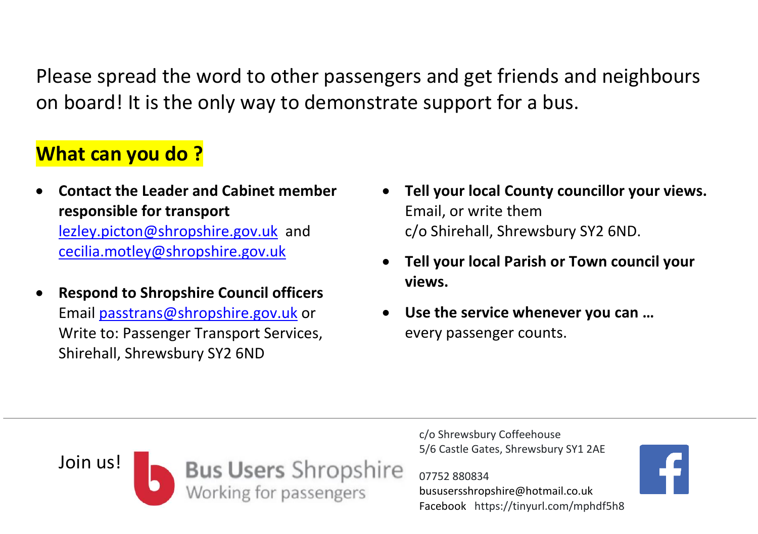Please spread the word to other passengers and get friends and neighbours on board! It is the only way to demonstrate support for a bus.

## What can you do ?

- **Contact the Leader and Cabinet member responsible for transport**
  lezley.picton@shropshire.gov.uk and cecilia.motley@shropshire.gov.uk

- **Respond to Shropshire Council officers**
  Email passtrans@shropshire.gov.uk or
  Write to: Passenger Transport Services, Shirehall, Shrewsbury SY2 6ND

- **Tell your local County councillor your views.**
  Email, or write them
  c/o Shirehall, Shrewsbury SY2 6ND.

- **Tell your local Parish or Town council your views.**

- **Use the service whenever you can …**
  every passenger counts.

---

Join us!

Bus Users Shropshire
Working for passengers

c/o Shrewsbury Coffeehouse
5/6 Castle Gates, Shrewsbury SY1 2AE

07752 880834
bususersshropshire@hotmail.co.uk
Facebook https://tinyurl.com/mphdf5h8